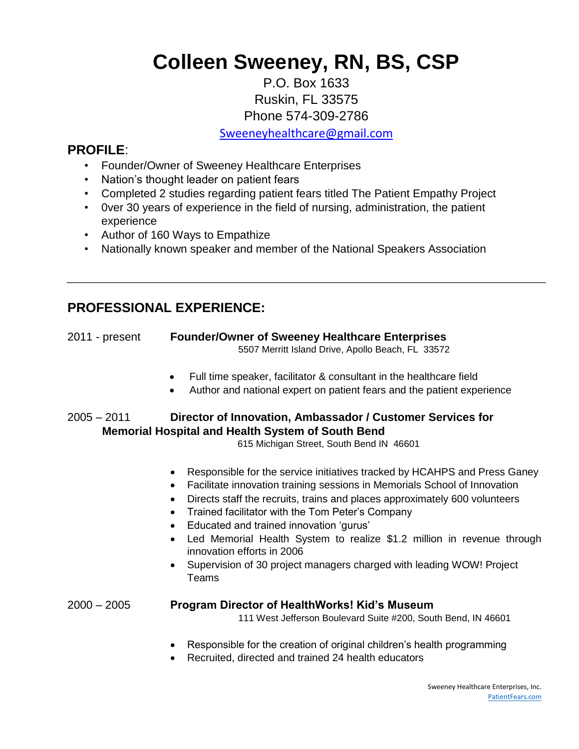# Colleen Sweeney, RN, BS, CSP

P.O. Box 1633
Ruskin, FL 33575
Phone 574-309-2786
Sweeneyhealthcare@gmail.com

## PROFILE:

- Founder/Owner of Sweeney Healthcare Enterprises
- Nation's thought leader on patient fears
- Completed 2 studies regarding patient fears titled The Patient Empathy Project
- 0ver 30 years of experience in the field of nursing, administration, the patient experience
- Author of 160 Ways to Empathize
- Nationally known speaker and member of the National Speakers Association

---

## PROFESSIONAL EXPERIENCE:

2011 - present **Founder/Owner of Sweeney Healthcare Enterprises**
5507 Merritt Island Drive, Apollo Beach, FL 33572

- Full time speaker, facilitator & consultant in the healthcare field
- Author and national expert on patient fears and the patient experience

2005 – 2011 **Director of Innovation, Ambassador / Customer Services for Memorial Hospital and Health System of South Bend**
615 Michigan Street, South Bend IN 46601

- Responsible for the service initiatives tracked by HCAHPS and Press Ganey
- Facilitate innovation training sessions in Memorials School of Innovation
- Directs staff the recruits, trains and places approximately 600 volunteers
- Trained facilitator with the Tom Peter's Company
- Educated and trained innovation 'gurus'
- Led Memorial Health System to realize $1.2 million in revenue through innovation efforts in 2006
- Supervision of 30 project managers charged with leading WOW! Project Teams

2000 – 2005 **Program Director of HealthWorks! Kid's Museum**
111 West Jefferson Boulevard Suite #200, South Bend, IN 46601

- Responsible for the creation of original children's health programming
- Recruited, directed and trained 24 health educators

Sweeney Healthcare Enterprises, Inc.
PatientFears.com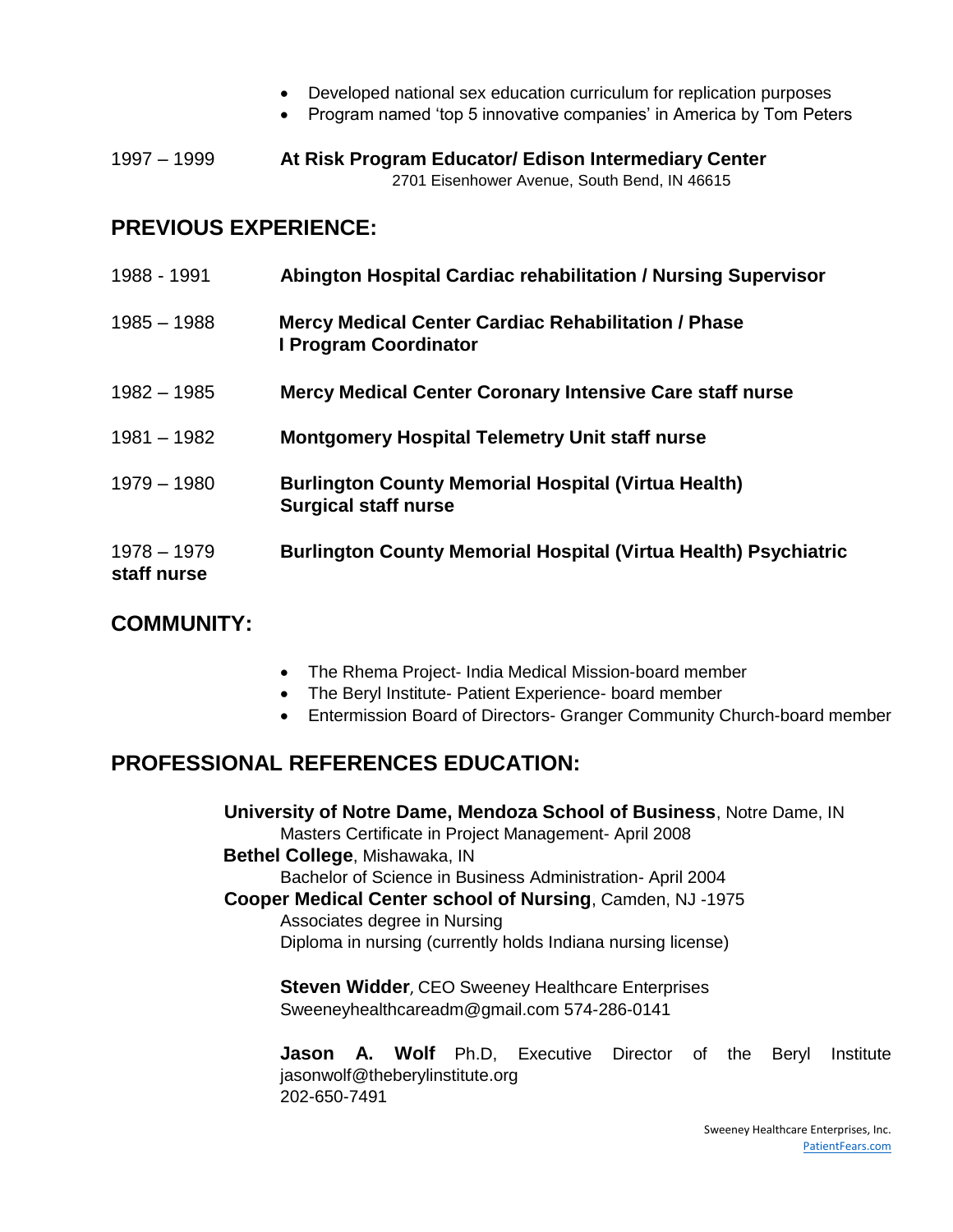- Developed national sex education curriculum for replication purposes
- Program named 'top 5 innovative companies' in America by Tom Peters

1997 – 1999 **At Risk Program Educator/ Edison Intermediary Center**
2701 Eisenhower Avenue, South Bend, IN 46615

## PREVIOUS EXPERIENCE:

1988 - 1991 **Abington Hospital Cardiac rehabilitation / Nursing Supervisor**

1985 – 1988 **Mercy Medical Center Cardiac Rehabilitation / Phase I Program Coordinator**

1982 – 1985 **Mercy Medical Center Coronary Intensive Care staff nurse**

1981 – 1982 **Montgomery Hospital Telemetry Unit staff nurse**

1979 – 1980 **Burlington County Memorial Hospital (Virtua Health) Surgical staff nurse**

1978 – 1979 **Burlington County Memorial Hospital (Virtua Health) Psychiatric staff nurse**

## COMMUNITY:

- The Rhema Project- India Medical Mission-board member
- The Beryl Institute- Patient Experience- board member
- Entermission Board of Directors- Granger Community Church-board member

## PROFESSIONAL REFERENCES EDUCATION:

**University of Notre Dame, Mendoza School of Business**, Notre Dame, IN
Masters Certificate in Project Management- April 2008

**Bethel College**, Mishawaka, IN
Bachelor of Science in Business Administration- April 2004

**Cooper Medical Center school of Nursing**, Camden, NJ -1975
Associates degree in Nursing
Diploma in nursing (currently holds Indiana nursing license)

**Steven Widder**, CEO Sweeney Healthcare Enterprises
Sweeneyhealthcareadm@gmail.com 574-286-0141

**Jason A. Wolf** Ph.D, Executive Director of the Beryl Institute
jasonwolf@theberylinstitute.org
202-650-7491

Sweeney Healthcare Enterprises, Inc.
PatientFears.com